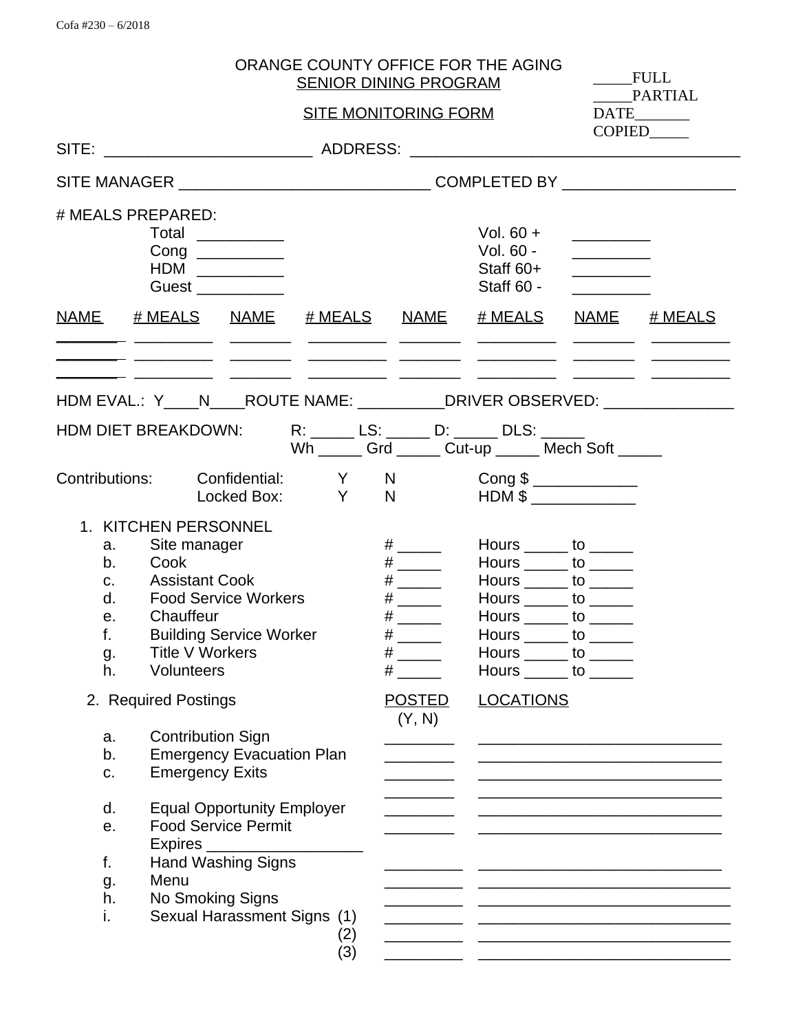Cofa #230 – 6/2018

# ORANGE COUNTY OFFICE FOR THE AGING
## SENIOR DINING PROGRAM
## SITE MONITORING FORM

_____FULL
_____PARTIAL
DATE_______
COPIED_____

SITE: ________________________ ADDRESS: _____________________________________

SITE MANAGER ____________________________ COMPLETED BY ___________________

# MEALS PREPARED:

| | | | |
|---|---|---|---|
| Total | __________ | Vol. 60 + | _________ |
| Cong | __________ | Vol. 60 - | _________ |
| HDM | __________ | Staff 60+ | _________ |
| Guest | __________ | Staff 60 - | _________ |

| NAME | # MEALS | NAME | # MEALS | NAME | # MEALS | NAME | # MEALS |
|---|---|---|---|---|---|---|---|
| _______ | _________ | _______ | _________ | _______ | _________ | _______ | _________ |
| _______ | _________ | _______ | _________ | _______ | _________ | _______ | _________ |
| _______ | _________ | _______ | _________ | _______ | _________ | _______ | _________ |

HDM EVAL.: Y____N____ROUTE NAME: __________DRIVER OBSERVED: _______________

HDM DIET BREAKDOWN: R: _____ LS: _____ D: _____ DLS: _____
Wh _____ Grd _____ Cut-up _____ Mech Soft _____

| Contributions: | | | | |
|---|---|---|---|---|
| | Confidential: | Y | N | Cong $ ____________ |
| | Locked Box: | Y | N | HDM $ ____________ |

1. KITCHEN PERSONNEL

| | | # | Hours |
|---|---|---|---|
| a. | Site manager | # _____ | Hours _____ to _____ |
| b. | Cook | # _____ | Hours _____ to _____ |
| c. | Assistant Cook | # _____ | Hours _____ to _____ |
| d. | Food Service Workers | # _____ | Hours _____ to _____ |
| e. | Chauffeur | # _____ | Hours _____ to _____ |
| f. | Building Service Worker | # _____ | Hours _____ to _____ |
| g. | Title V Workers | # _____ | Hours _____ to _____ |
| h. | Volunteers | # _____ | Hours _____ to _____ |

2. Required Postings

| | | POSTED (Y, N) | LOCATIONS |
|---|---|---|---|
| a. | Contribution Sign | ________ | ____________________________ |
| b. | Emergency Evacuation Plan | ________ | ____________________________ |
| c. | Emergency Exits | ________ | ____________________________ |
| | | ________ | ____________________________ |
| d. | Equal Opportunity Employer | ________ | ____________________________ |
| e. | Food Service Permit Expires __________________ | ________ | ____________________________ |
| f. | Hand Washing Signs | _________ | ____________________________ |
| g. | Menu | _________ | ______________________________ |
| h. | No Smoking Signs | _________ | ______________________________ |
| i. | Sexual Harassment Signs (1) | _________ | ______________________________ |
| | (2) | _________ | ______________________________ |
| | (3) | _________ | ______________________________ |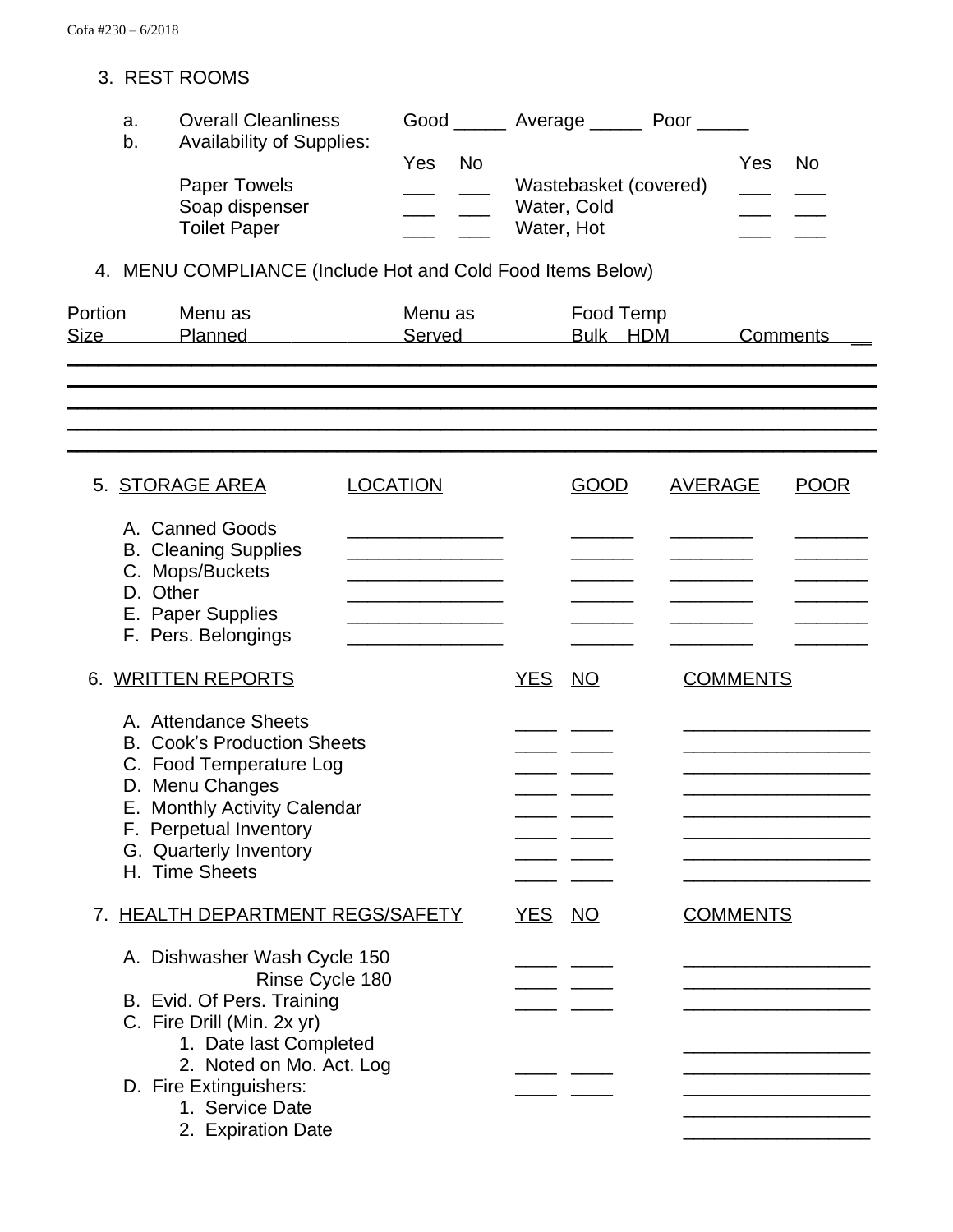### 3. REST ROOMS

a. Overall Cleanliness Good _____ Average _____ Poor _____

b. Availability of Supplies:

| | Yes | No | | Yes | No |
|---|---|---|---|---|---|
| Paper Towels | ___ | ___ | Wastebasket (covered) | ___ | ___ |
| Soap dispenser | ___ | ___ | Water, Cold | ___ | ___ |
| Toilet Paper | ___ | ___ | Water, Hot | ___ | ___ |

### 4. MENU COMPLIANCE (Include Hot and Cold Food Items Below)

| Portion Size | Menu as Planned | Menu as Served | Food Temp Bulk | Food Temp HDM | Comments |
|---|---|---|---|---|---|
| | | | | | |
| | | | | | |
| | | | | | |
| | | | | | |

### 5. STORAGE AREA

| STORAGE AREA | LOCATION | GOOD | AVERAGE | POOR |
|---|---|---|---|---|
| A. Canned Goods | _______________ | ______ | ________ | _______ |
| B. Cleaning Supplies | _______________ | ______ | ________ | _______ |
| C. Mops/Buckets | _______________ | ______ | ________ | _______ |
| D. Other | _______________ | ______ | ________ | _______ |
| E. Paper Supplies | _______________ | ______ | ________ | _______ |
| F. Pers. Belongings | _______________ | ______ | ________ | _______ |

### 6. WRITTEN REPORTS

| WRITTEN REPORTS | YES | NO | COMMENTS |
|---|---|---|---|
| A. Attendance Sheets | ____ | ____ | __________________ |
| B. Cook's Production Sheets | ____ | ____ | __________________ |
| C. Food Temperature Log | ____ | ____ | __________________ |
| D. Menu Changes | ____ | ____ | __________________ |
| E. Monthly Activity Calendar | ____ | ____ | __________________ |
| F. Perpetual Inventory | ____ | ____ | __________________ |
| G. Quarterly Inventory | ____ | ____ | __________________ |
| H. Time Sheets | ____ | ____ | __________________ |

### 7. HEALTH DEPARTMENT REGS/SAFETY

| HEALTH DEPARTMENT REGS/SAFETY | YES | NO | COMMENTS |
|---|---|---|---|
| A. Dishwasher Wash Cycle 150 | ____ | ____ | __________________ |
| Rinse Cycle 180 | ____ | ____ | __________________ |
| B. Evid. Of Pers. Training | ____ | ____ | __________________ |
| C. Fire Drill (Min. 2x yr) | | | |
| 1. Date last Completed | | | __________________ |
| 2. Noted on Mo. Act. Log | ____ | ____ | __________________ |
| D. Fire Extinguishers: | ____ | ____ | __________________ |
| 1. Service Date | | | __________________ |
| 2. Expiration Date | | | __________________ |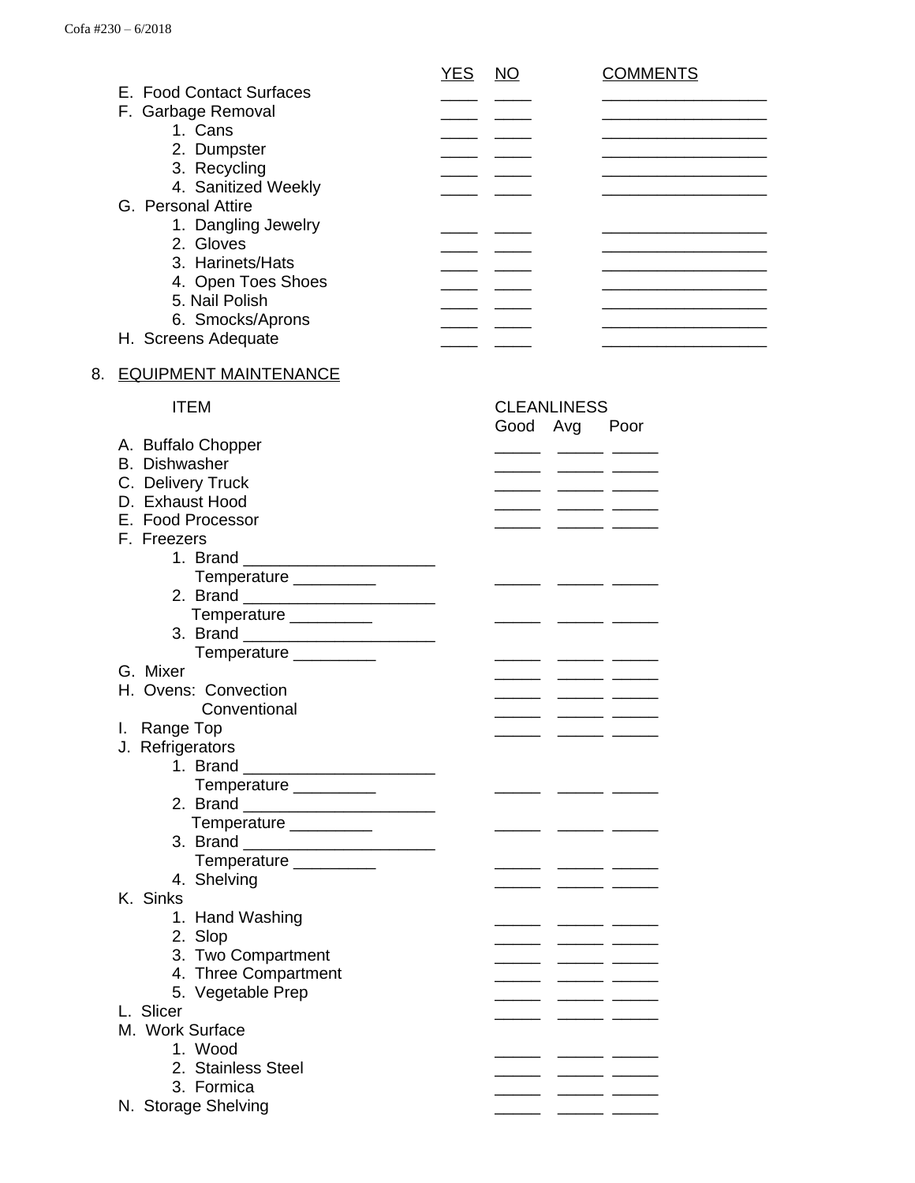| | YES | NO | COMMENTS |
|---|---|---|---|
| E. Food Contact Surfaces | ____ | ____ | __________________ |
| F. Garbage Removal | ____ | ____ | __________________ |
| 1. Cans | ____ | ____ | __________________ |
| 2. Dumpster | ____ | ____ | __________________ |
| 3. Recycling | ____ | ____ | __________________ |
| 4. Sanitized Weekly | ____ | ____ | __________________ |
| G. Personal Attire | | | |
| 1. Dangling Jewelry | ____ | ____ | __________________ |
| 2. Gloves | ____ | ____ | __________________ |
| 3. Harinets/Hats | ____ | ____ | __________________ |
| 4. Open Toes Shoes | ____ | ____ | __________________ |
| 5. Nail Polish | ____ | ____ | __________________ |
| 6. Smocks/Aprons | ____ | ____ | __________________ |
| H. Screens Adequate | ____ | ____ | __________________ |

8. EQUIPMENT MAINTENANCE

| ITEM | CLEANLINESS Good | Avg | Poor |
|---|---|---|---|
| A. Buffalo Chopper | _____ | _____ | _____ |
| B. Dishwasher | _____ | _____ | _____ |
| C. Delivery Truck | _____ | _____ | _____ |
| D. Exhaust Hood | _____ | _____ | _____ |
| E. Food Processor | _____ | _____ | _____ |
| F. Freezers | | | |
| 1. Brand ______________________ | | | |
| Temperature _________ | _____ | _____ | _____ |
| 2. Brand ______________________ | | | |
| Temperature _________ | _____ | _____ | _____ |
| 3. Brand ______________________ | | | |
| Temperature _________ | _____ | _____ | _____ |
| G. Mixer | _____ | _____ | _____ |
| H. Ovens: Convection | _____ | _____ | _____ |
| Conventional | _____ | _____ | _____ |
| I. Range Top | _____ | _____ | _____ |
| J. Refrigerators | | | |
| 1. Brand ______________________ | | | |
| Temperature _________ | _____ | _____ | _____ |
| 2. Brand ______________________ | | | |
| Temperature _________ | _____ | _____ | _____ |
| 3. Brand ______________________ | | | |
| Temperature _________ | _____ | _____ | _____ |
| 4. Shelving | _____ | _____ | _____ |
| K. Sinks | | | |
| 1. Hand Washing | _____ | _____ | _____ |
| 2. Slop | _____ | _____ | _____ |
| 3. Two Compartment | _____ | _____ | _____ |
| 4. Three Compartment | _____ | _____ | _____ |
| 5. Vegetable Prep | _____ | _____ | _____ |
| L. Slicer | _____ | _____ | _____ |
| M. Work Surface | | | |
| 1. Wood | _____ | _____ | _____ |
| 2. Stainless Steel | _____ | _____ | _____ |
| 3. Formica | _____ | _____ | _____ |
| N. Storage Shelving | _____ | _____ | _____ |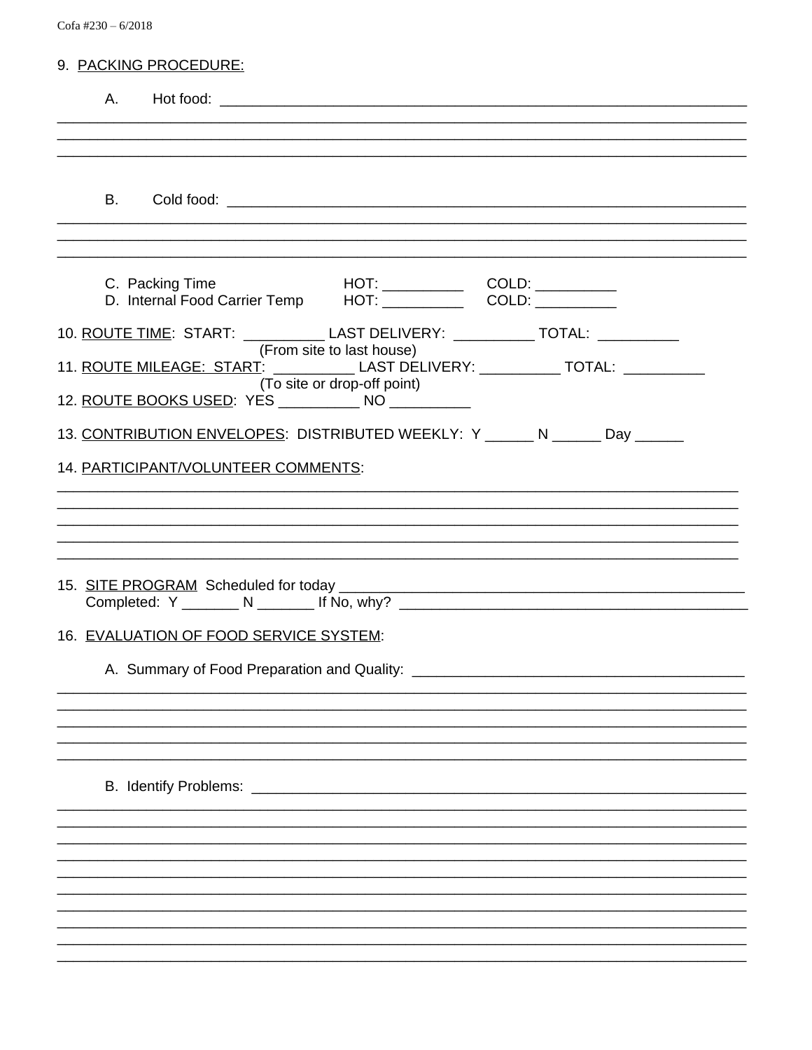9. PACKING PROCEDURE:

A. Hot food: ____________________________________________________________________
________________________________________________________________________________
________________________________________________________________________________
________________________________________________________________________________

B. Cold food: ____________________________________________________________________
________________________________________________________________________________
________________________________________________________________________________
________________________________________________________________________________

C. Packing Time HOT: __________ COLD: __________

D. Internal Food Carrier Temp HOT: __________ COLD: __________

10. ROUTE TIME: START: __________ LAST DELIVERY: __________ TOTAL: __________
(From site to last house)

11. ROUTE MILEAGE: START: __________ LAST DELIVERY: __________ TOTAL: __________
(To site or drop-off point)

12. ROUTE BOOKS USED: YES __________ NO __________

13. CONTRIBUTION ENVELOPES: DISTRIBUTED WEEKLY: Y ______ N ______ Day ______

14. PARTICIPANT/VOLUNTEER COMMENTS:
________________________________________________________________________________
________________________________________________________________________________
________________________________________________________________________________
________________________________________________________________________________
________________________________________________________________________________

15. SITE PROGRAM Scheduled for today ____________________________________________
Completed: Y _______ N _______ If No, why? ____________________________________________

16. EVALUATION OF FOOD SERVICE SYSTEM:

A. Summary of Food Preparation and Quality: ________________________________________
________________________________________________________________________________
________________________________________________________________________________
________________________________________________________________________________
________________________________________________________________________________
________________________________________________________________________________

B. Identify Problems: ________________________________________________________________
________________________________________________________________________________
________________________________________________________________________________
________________________________________________________________________________
________________________________________________________________________________
________________________________________________________________________________
________________________________________________________________________________
________________________________________________________________________________
________________________________________________________________________________
________________________________________________________________________________
________________________________________________________________________________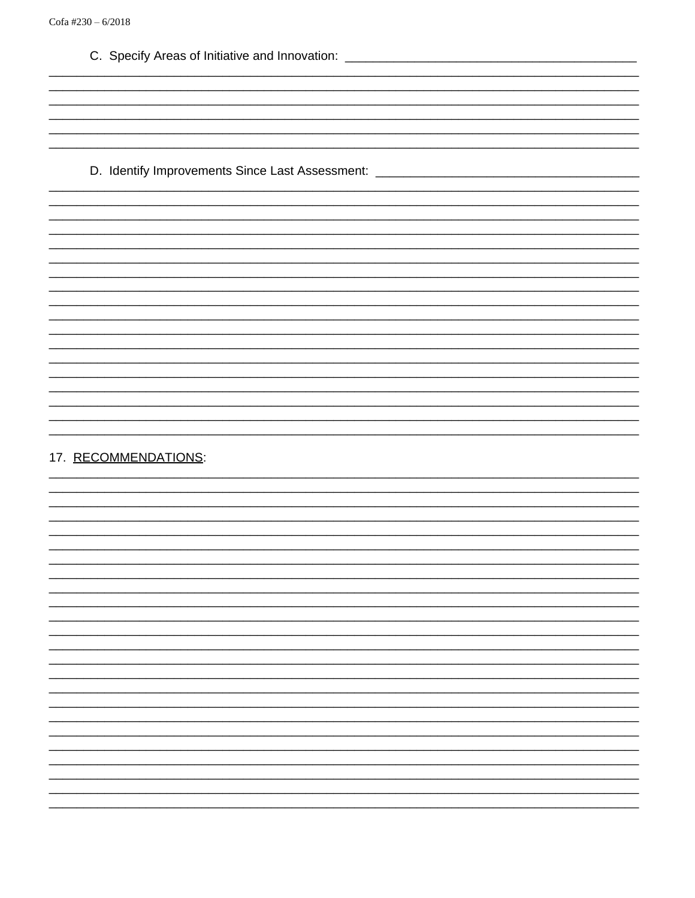C. Specify Areas of Initiative and Innovation: ______________________________________

D. Identify Improvements Since Last Assessment: ______________________________________

17. <u>RECOMMENDATIONS</u>: